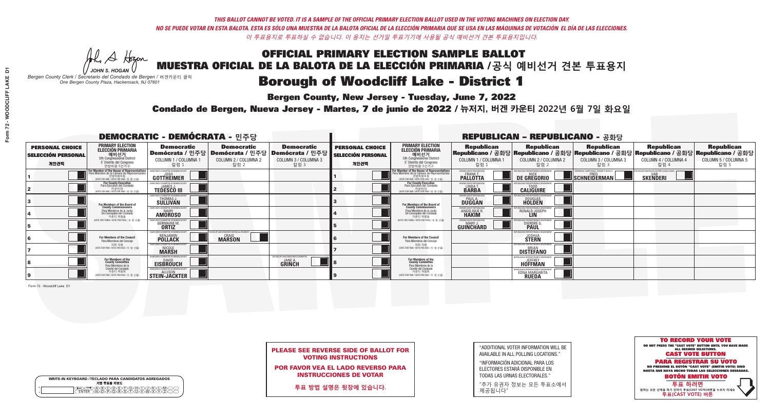*THIS BALLOT CANNOT BE VOTED. IT IS A SAMPLE OF THE OFFICIAL PRIMARY ELECTION BALLOT USED IN THE VOTING MACHINES ON ELECTION DAY.*
*NO SE PUEDE VOTAR EN ESTA BALOTA. ESTA ES SÓLO UNA MUESTRA DE LA BALOTA OFICIAL DE LA ELECCIÓN PRIMARIA QUE SE USA EN LAS MÁQUINAS DE VOTACIÓN EL DÍA DE LAS ELECCIONES.*
*이 투표용지로 투표하실 수 없습니다. 이 용지는 선거일 투표기기에 사용될 공식 예비선거 견본 투표용지입니다.*

JOHN S. HOGAN
*Bergen County Clerk / Secretario del Condado de Bergen / 버겐카운티 클럭*
*One Bergen County Plaza, Hackensack, NJ 07601*

# OFFICIAL PRIMARY ELECTION SAMPLE BALLOT
# MUESTRA OFICIAL DE LA BALOTA DE LA ELECCIÓN PRIMARIA /공식 예비선거 견본 투표용지
# Borough of Woodcliff Lake - District 1

**Bergen County, New Jersey - Tuesday, June 7, 2022**
**Condado de Bergen, Nueva Jersey - Martes, 7 de junio de 2022 / 뉴저지, 버겐 카운티 2022년 6월 7일 화요일**

## DEMOCRATIC - DEMÓCRATA - 민주당

| | PRIMARY ELECTION / ELECCIÓN PRIMARIA / 예비선거 (5th Congressional District / 5° Distrito del Congreso / 연방하원 5선거구) | Democratic / Demócrata / 민주당 COLUMN 1 / COLUMNA 1 / 칼럼 1 | Democratic / Demócrata / 민주당 COLUMN 2 / COLUMNA 2 / 칼럼 2 | Democratic / Demócrata / 민주당 COLUMN 3 / COLUMNA 3 / 칼럼 3 |
|---|---|---|---|---|
| 1 | For Member of the House of Representatives / Para Miembro de la Cámara de Representantes / 연방하원의원 (VOTE FOR ONE / VOTE POR UNO / 한 명 선출) | JOSH GOTTHEIMER | | |
| 2 | For County Executive / Para Ejecutivo del Condado / 카운티장 (VOTE FOR ONE / VOTE POR UNO / 한 명 선출) | JAMES J. TEDESCO III | | |
| 3 | For Members of the Board of County Commissioners / Para Miembros de la Junta De Concejales del Condado / 카운티 위원들 (VOTE FOR THREE / VOTE POR TRES / 세 명 선출) | THOMAS J. SULLIVAN | | |
| 4 | | MARY AMOROSO | | |
| 5 | | GERMAINE M. ORTIZ | | |
| 6 | For Members of the Council / Para Miembros del Concejo / 의회 의원 (VOTE FOR TWO / VOTE POR DOS / 두 명 선출) | BENJAMIN POLLACK | CRAIG MARSON | |
| 7 | | NICOLE MARSH | | |
| 8 | For Members of the County Committee / Para Miembros de la Comité del Condado / 카운티 위원회 (VOTE FOR TWO / VOTE POR DOS / 두 명 선출) | DAVID EISBROUCH | | JANE A. GRINCH |
| 9 | | ALLISON STEIN-JACKTER | | |

## REPUBLICAN - REPUBLICANO - 공화당

| | PRIMARY ELECTION / ELECCIÓN PRIMARIA / 예비선거 (5th Congressional District / 5° Distrito del Congreso / 연방하원 5선거구) | Republican / Republicano / 공화당 COLUMN 1 / COLUMNA 1 / 칼럼 1 | Republican / Republicano / 공화당 COLUMN 2 / COLUMNA 2 / 칼럼 2 | Republican / Republicano / 공화당 COLUMN 3 / COLUMNA 3 / 칼럼 3 | Republican / Republicano / 공화당 COLUMN 4 / COLUMNA 4 / 칼럼 4 | Republican / Republicano / 공화당 COLUMN 5 / COLUMNA 5 / 칼럼 5 |
|---|---|---|---|---|---|---|
| 1 | For Member of the House of Representatives / Para Miembro de la Cámara de Representantes / 연방하원의원 (VOTE FOR ONE / VOTE POR UNO / 한 명 선출) | FRANK T. PALLOTTA | NICK DE GREGORIO | FRED SCHNEIDERMAN | SAB SKENDERI | |
| 2 | For County Executive / Para Ejecutivo del Condado / 카운티장 (VOTE FOR ONE / VOTE POR UNO / 한 명 선출) | LINDA T. BARBA | TODD CALIGUIRE | | | |
| 3 | For Members of the Board of County Commissioners / Para Miembros de la Junta De Concejales del Condado / 카운티 위원들 (VOTE FOR THREE / VOTE POR TRES / 세 명 선출) | PAUL A. DUGGAN | DOUGLAS HOLDEN | | | |
| 4 | | ANGELIQUE R. HAKIM | RONALD JOSEPH LIN | | | |
| 5 | | MARY J. GUINCHARD | DIERDRE G. PAUL | | | |
| 6 | For Members of the Council / Para Miembros del Concejo / 의회 의원 (VOTE FOR TWO / VOTE POR DOS / 두 명 선출) | | JOSHUA STERN | | | |
| 7 | | | BRIAN DISTEFANO | | | |
| 8 | For Members of the County Committee / Para Miembros de la Comité del Condado / 카운티 위원회 (VOTE FOR TWO / VOTE POR DOS / 두 명 선출) | | JEFFREY HOFFMAN | | | |
| 9 | | | EDNA MARGARITA RUEDA | | | |

Form 72 - Woodcliff Lake D1

**PLEASE SEE REVERSE SIDE OF BALLOT FOR VOTING INSTRUCTIONS**

**POR FAVOR VEA EL LADO REVERSO PARA INSTRUCCIONES DE VOTAR**

**투표 방법 설명은 뒷장에 있습니다.**

"ADDITIONAL VOTER INFORMATION WILL BE AVAILABLE IN ALL POLLING LOCATIONS."

"INFORMACIÓN ADICIONAL PARA LOS ELECTORES ESTARÁ DISPONIBLE EN TODAS LAS URNAS ELECTORALES."

"추가 유권자 정보는 모든 투표소에서 제공됩니다"

**TO RECORD YOUR VOTE**
DO NOT PRESS THE "CAST VOTE" BUTTON UNTIL YOU HAVE MADE ALL DESIRED SELECTIONS.
**CAST VOTE BUTTON**

**PARA REGISTRAR SU VOTO**
NO PRESIONE EL BOTÓN "CAST VOTE" (EMITIR VOTO) SINO HASTA QUE HAYA HECHO TODAS LAS SELECCIONES DESEADAS.
**BOTÓN EMITIR VOTO**

**투표 하려면**
원하는 모든 선택을 하기 전까지 투표(CAST VOTE)버튼을 누르지 마세요.
**투표(CAST VOTE) 버튼**

WRITE-IN KEYBOARD /TECLADO PARA CANDIDATOS AGREGADOS
기명 투표용 키보드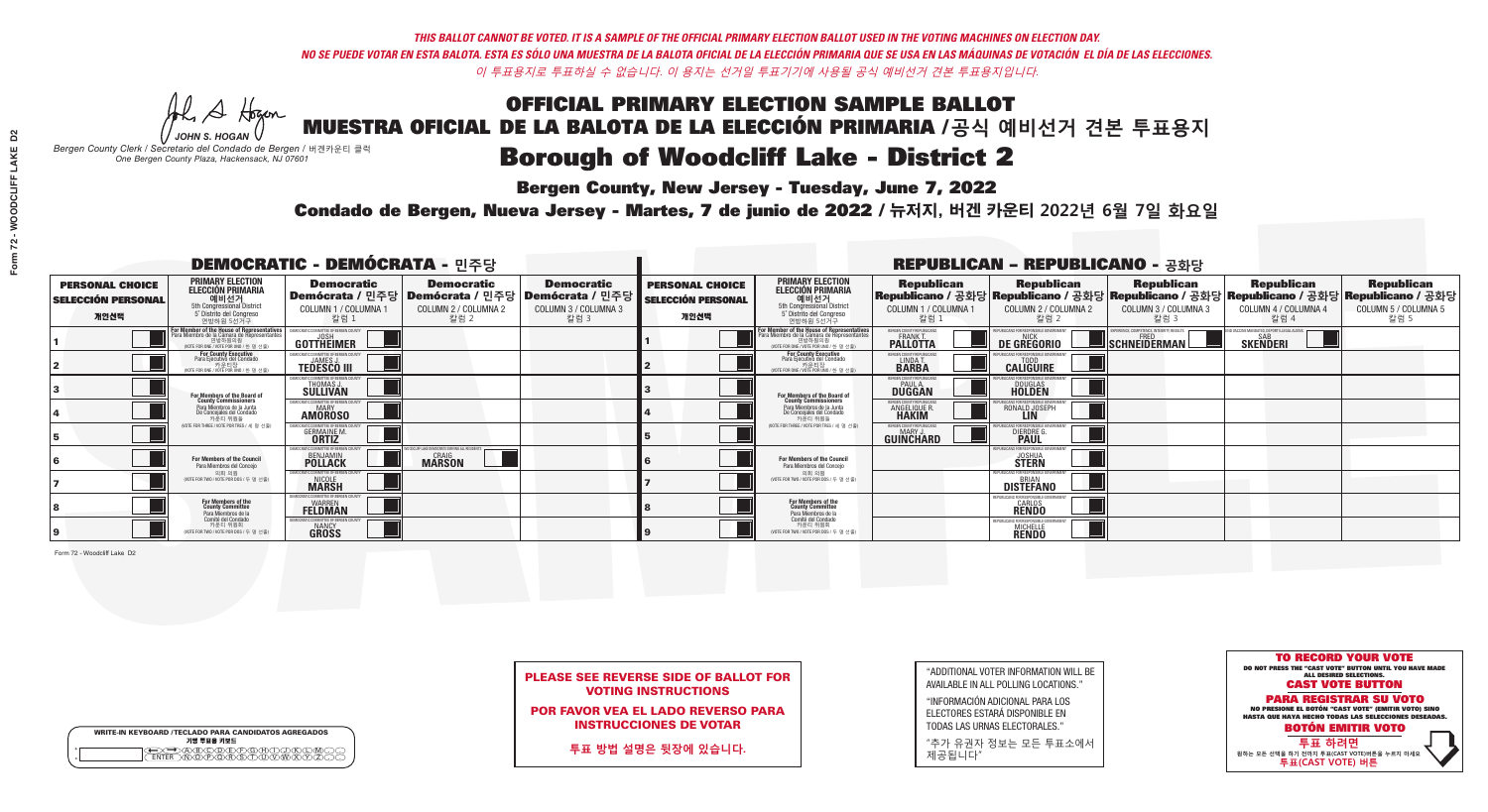*THIS BALLOT CANNOT BE VOTED. IT IS A SAMPLE OF THE OFFICIAL PRIMARY ELECTION BALLOT USED IN THE VOTING MACHINES ON ELECTION DAY.*
*NO SE PUEDE VOTAR EN ESTA BALOTA. ESTA ES SÓLO UNA MUESTRA DE LA BALOTA OFICIAL DE LA ELECCIÓN PRIMARIA QUE SE USA EN LAS MÁQUINAS DE VOTACIÓN EL DÍA DE LAS ELECCIONES.*
*이 투표용지로 투표하실 수 없습니다. 이 용지는 선거일 투표기기에 사용될 공식 예비선거 견본 투표용지입니다.*

JOHN S. HOGAN
*Bergen County Clerk / Secretario del Condado de Bergen / 버겐카운티 클럭*
*One Bergen County Plaza, Hackensack, NJ 07601*

# OFFICIAL PRIMARY ELECTION SAMPLE BALLOT
# MUESTRA OFICIAL DE LA BALOTA DE LA ELECCIÓN PRIMARIA /공식 예비선거 견본 투표용지
# Borough of Woodcliff Lake - District 2

**Bergen County, New Jersey - Tuesday, June 7, 2022**
**Condado de Bergen, Nueva Jersey - Martes, 7 de junio de 2022 / 뉴저지, 버겐 카운티 2022년 6월 7일 화요일**

## DEMOCRATIC - DEMÓCRATA - 민주당

| PERSONAL CHOICE / SELECCIÓN PERSONAL / 개인선택 | PRIMARY ELECTION / ELECCIÓN PRIMARIA / 예비선거 | Democratic / Demócrata / 민주당 COLUMN 1 / COLUMNA 1 / 칼럼 1 | Democratic / Demócrata / 민주당 COLUMN 2 / COLUMNA 2 / 칼럼 2 | Democratic / Demócrata / 민주당 COLUMN 3 / COLUMNA 3 / 칼럼 3 |
|---|---|---|---|---|
| 1 | For Member of the House of Representatives / Para Miembro de la Cámara de Representantes / 연방하원의원 (5th Congressional District / 5° Distrito del Congreso / 연방하원 5선거구) (VOTE FOR ONE / VOTE POR UNO / 한 명 선출) | JOSH GOTTHEIMER | | |
| 2 | For County Executive / Para Ejecutivo del Condado / 카운티장 (VOTE FOR ONE / VOTE POR UNO / 한 명 선출) | JAMES J. TEDESCO III | | |
| 3 | For Members of the Board of County Commissioners / Para Miembros de la Junta De Concejales del Condado / 카운티 위원들 (VOTE FOR THREE / VOTE POR TRES / 세 명 선출) | THOMAS J. SULLIVAN | | |
| 4 | | MARY AMOROSO | | |
| 5 | | GERMAINE M. ORTIZ | | |
| 6 | For Members of the Council / Para Miembros del Concejo / 의회 의원 (VOTE FOR TWO / VOTE POR DOS / 두 명 선출) | BENJAMIN POLLACK | CRAIG MARSON | |
| 7 | | NICOLE MARSH | | |
| 8 | For Members of the County Committee / Para Miembros de la Comité del Condado / 카운티 위원회 (VOTE FOR TWO / VOTE POR DOS / 두 명 선출) | WARREN FELDMAN | | |
| 9 | | NANCY GROSS | | |

## REPUBLICAN - REPUBLICANO - 공화당

| PERSONAL CHOICE / SELECCIÓN PERSONAL / 개인선택 | PRIMARY ELECTION / ELECCIÓN PRIMARIA / 예비선거 | Republican / Republicano / 공화당 COLUMN 1 / COLUMNA 1 / 칼럼 1 | Republican / Republicano / 공화당 COLUMN 2 / COLUMNA 2 / 칼럼 2 | Republican / Republicano / 공화당 COLUMN 3 / COLUMNA 3 / 칼럼 3 | Republican / Republicano / 공화당 COLUMN 4 / COLUMNA 4 / 칼럼 4 | Republican / Republicano / 공화당 COLUMN 5 / COLUMNA 5 / 칼럼 5 |
|---|---|---|---|---|---|---|
| 1 | For Member of the House of Representatives / Para Miembro de la Cámara de Representantes / 연방하원의원 (5th Congressional District / 5° Distrito del Congreso / 연방하원 5선거구) (VOTE FOR ONE / VOTE POR UNO / 한 명 선출) | FRANK T. PALLOTTA | NICK DE GREGORIO | FRED SCHNEIDERMAN | SAB SKENDERI | |
| 2 | For County Executive / Para Ejecutivo del Condado / 카운티장 (VOTE FOR ONE / VOTE POR UNO / 한 명 선출) | LINDA T. BARBA | TODD CALIGUIRE | | | |
| 3 | For Members of the Board of County Commissioners / Para Miembros de la Junta De Concejales del Condado / 카운티 위원들 (VOTE FOR THREE / VOTE POR TRES / 세 명 선출) | PAUL A. DUGGAN | DOUGLAS HOLDEN | | | |
| 4 | | ANGELIQUE R. HAKIM | RONALD JOSEPH LIN | | | |
| 5 | | MARY J. GUINCHARD | DIERDRE G. PAUL | | | |
| 6 | For Members of the Council / Para Miembros del Concejo / 의회 의원 (VOTE FOR TWO / VOTE POR DOS / 두 명 선출) | | JOSHUA STERN | | | |
| 7 | | | BRIAN DISTEFANO | | | |
| 8 | For Members of the County Committee / Para Miembros de la Comité del Condado / 카운티 위원회 (VOTE FOR TWO / VOTE POR DOS / 두 명 선출) | | CARLOS RENDO | | | |
| 9 | | | MICHELLE RENDO | | | |

Form 72 - Woodcliff Lake D2

**PLEASE SEE REVERSE SIDE OF BALLOT FOR VOTING INSTRUCTIONS**
**POR FAVOR VEA EL LADO REVERSO PARA INSTRUCCIONES DE VOTAR**
**투표 방법 설명은 뒷장에 있습니다.**

"ADDITIONAL VOTER INFORMATION WILL BE AVAILABLE IN ALL POLLING LOCATIONS."
"INFORMACIÓN ADICIONAL PARA LOS ELECTORES ESTARÁ DISPONIBLE EN TODAS LAS URNAS ELECTORALES."
"추가 유권자 정보는 모든 투표소에서 제공됩니다"

**TO RECORD YOUR VOTE**
DO NOT PRESS THE "CAST VOTE" BUTTON UNTIL YOU HAVE MADE ALL DESIRED SELECTIONS.
**CAST VOTE BUTTON**
**PARA REGISTRAR SU VOTO**
NO PRESIONE EL BOTÓN "CAST VOTE" (EMITIR VOTO) SINO HASTA QUE HAYA HECHO TODAS LAS SELECCIONES DESEADAS.
**BOTÓN EMITIR VOTO**
**투표 하려면**
원하는 모든 선택을 하기 전까지 투표(CAST VOTE)버튼을 누르지 마세요
**투표(CAST VOTE) 버튼**

WRITE-IN KEYBOARD /TECLADO PARA CANDIDATOS AGREGADOS
기명 투표용 키보드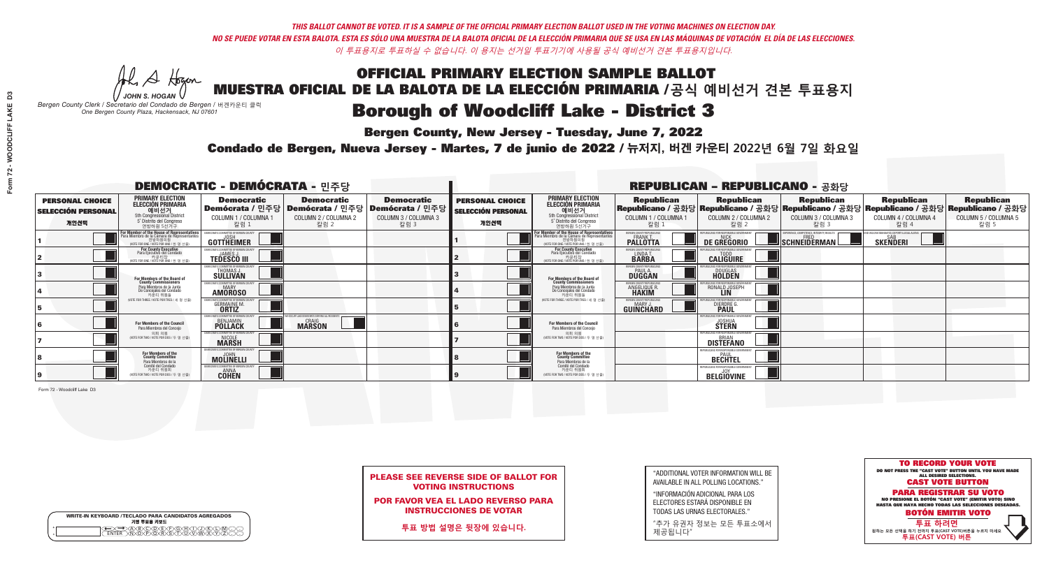THIS BALLOT CANNOT BE VOTED. IT IS A SAMPLE OF THE OFFICIAL PRIMARY ELECTION BALLOT USED IN THE VOTING MACHINES ON ELECTION DAY.
NO SE PUEDE VOTAR EN ESTA BALOTA. ESTA ES SÓLO UNA MUESTRA DE LA BALOTA OFICIAL DE LA ELECCIÓN PRIMARIA QUE SE USA EN LAS MÁQUINAS DE VOTACIÓN EL DÍA DE LAS ELECCIONES.
이 투표용지로 투표하실 수 없습니다. 이 용지는 선거일 투표기기에 사용될 공식 예비선거 견본 투표용지입니다.

JOHN S. HOGAN
*Bergen County Clerk / Secretario del Condado de Bergen / 버겐카운티 클럭*
*One Bergen County Plaza, Hackensack, NJ 07601*

# OFFICIAL PRIMARY ELECTION SAMPLE BALLOT
# MUESTRA OFICIAL DE LA BALOTA DE LA ELECCIÓN PRIMARIA /공식 예비선거 견본 투표용지
# Borough of Woodcliff Lake - District 3

**Bergen County, New Jersey - Tuesday, June 7, 2022**

**Condado de Bergen, Nueva Jersey - Martes, 7 de junio de 2022 / 뉴저지, 버겐 카운티 2022년 6월 7일 화요일**

## DEMOCRATIC - DEMÓCRATA - 민주당

| PERSONAL CHOICE / SELECCIÓN PERSONAL / 개인선택 | PRIMARY ELECTION / ELECCIÓN PRIMARIA / 예비선거 | Democratic / Demócrata / 민주당 COLUMN 1 / COLUMNA 1 / 칼럼 1 | Democratic / Demócrata / 민주당 COLUMN 2 / COLUMNA 2 / 칼럼 2 | Democratic / Demócrata / 민주당 COLUMN 3 / COLUMNA 3 / 칼럼 3 |
|---|---|---|---|---|
| 1 | For Member of the House of Representatives / Para Miembro de la Cámara de Representantes / 연방하원의원 (5th Congressional District) (VOTE FOR ONE / VOTE POR UNO / 한 명 선출) | JOSH GOTTHEIMER | | |
| 2 | For County Executive / Para Ejecutivo del Condado / 카운티장 (VOTE FOR ONE / VOTE POR UNO / 한 명 선출) | JAMES J. TEDESCO III | | |
| 3 | For Members of the Board of County Commissioners / Para Miembros de la Junta De Concejales del Condado / 카운티 위원들 (VOTE FOR THREE / VOTE POR TRES / 세 명 선출) | THOMAS J. SULLIVAN | | |
| 4 | | MARY AMOROSO | | |
| 5 | | GERMAINE M. ORTIZ | | |
| 6 | For Members of the Council / Para Miembros del Concejo / 의회 의원 (VOTE FOR TWO / VOTE POR DOS / 두 명 선출) | BENJAMIN POLLACK | CRAIG MARSON | |
| 7 | | NICOLE MARSH | | |
| 8 | For Members of the County Committee / Para Miembros de la Comité del Condado / 카운티 위원회 (VOTE FOR TWO / VOTE POR DOS / 두 명 선출) | JOHN MOLINELLI | | |
| 9 | | ANNA COHEN | | |

## REPUBLICAN - REPUBLICANO - 공화당

| PERSONAL CHOICE / SELECCIÓN PERSONAL / 개인선택 | PRIMARY ELECTION / ELECCIÓN PRIMARIA / 예비선거 | Republican / Republicano / 공화당 COLUMN 1 / COLUMNA 1 / 칼럼 1 | Republican / Republicano / 공화당 COLUMN 2 / COLUMNA 2 / 칼럼 2 | Republican / Republicano / 공화당 COLUMN 3 / COLUMNA 3 / 칼럼 3 | Republican / Republicano / 공화당 COLUMN 4 / COLUMNA 4 / 칼럼 4 | Republican / Republicano / 공화당 COLUMN 5 / COLUMNA 5 / 칼럼 5 |
|---|---|---|---|---|---|---|
| 1 | For Member of the House of Representatives / Para Miembro de la Cámara de Representantes / 연방하원의원 (5th Congressional District) (VOTE FOR ONE / VOTE POR UNO / 한 명 선출) | FRANK T. PALLOTTA | NICK DE GREGORIO | FRED SCHNEIDERMAN | SAB SKENDERI | |
| 2 | For County Executive / Para Ejecutivo del Condado / 카운티장 (VOTE FOR ONE / VOTE POR UNO / 한 명 선출) | LINDA T. BARBA | TODD CALIGUIRE | | | |
| 3 | For Members of the Board of County Commissioners / Para Miembros de la Junta De Concejales del Condado / 카운티 위원들 (VOTE FOR THREE / VOTE POR TRES / 세 명 선출) | PAUL A. DUGGAN | DOUGLAS HOLDEN | | | |
| 4 | | ANGELIQUE R. HAKIM | RONALD JOSEPH LIN | | | |
| 5 | | MARY J. GUINCHARD | DIERDRE G. PAUL | | | |
| 6 | For Members of the Council / Para Miembros del Concejo / 의회 의원 (VOTE FOR TWO / VOTE POR DOS / 두 명 선출) | | JOSHUA STERN | | | |
| 7 | | | BRIAN DISTEFANO | | | |
| 8 | For Members of the County Committee / Para Miembros de la Comité del Condado / 카운티 위원회 (VOTE FOR TWO / VOTE POR DOS / 두 명 선출) | | PAUL BECHTEL | | | |
| 9 | | | JOY BELGIOVINE | | | |

Form 72 - Woodcliff Lake D3

**PLEASE SEE REVERSE SIDE OF BALLOT FOR VOTING INSTRUCTIONS**

**POR FAVOR VEA EL LADO REVERSO PARA INSTRUCCIONES DE VOTAR**

**투표 방법 설명은 뒷장에 있습니다.**

"ADDITIONAL VOTER INFORMATION WILL BE AVAILABLE IN ALL POLLING LOCATIONS."

"INFORMACIÓN ADICIONAL PARA LOS ELECTORES ESTARÁ DISPONIBLE EN TODAS LAS URNAS ELECTORALES."

"추가 유권자 정보는 모든 투표소에서 제공됩니다"

**TO RECORD YOUR VOTE**
DO NOT PRESS THE "CAST VOTE" BUTTON UNTIL YOU HAVE MADE ALL DESIRED SELECTIONS.
**CAST VOTE BUTTON**

**PARA REGISTRAR SU VOTO**
NO PRESIONE EL BOTÓN "CAST VOTE" (EMITIR VOTO) SINO HASTA QUE HAYA HECHO TODAS LAS SELECCIONES DESEADAS.
**BOTÓN EMITIR VOTO**

**투표 하려면**
원하는 모든 선택을 하기 전까지 투표(CAST VOTE) 버튼을 누르지 마세요
**투표(CAST VOTE) 버튼**

WRITE-IN KEYBOARD /TECLADO PARA CANDIDATOS AGREGADOS
기명 투표용 키보드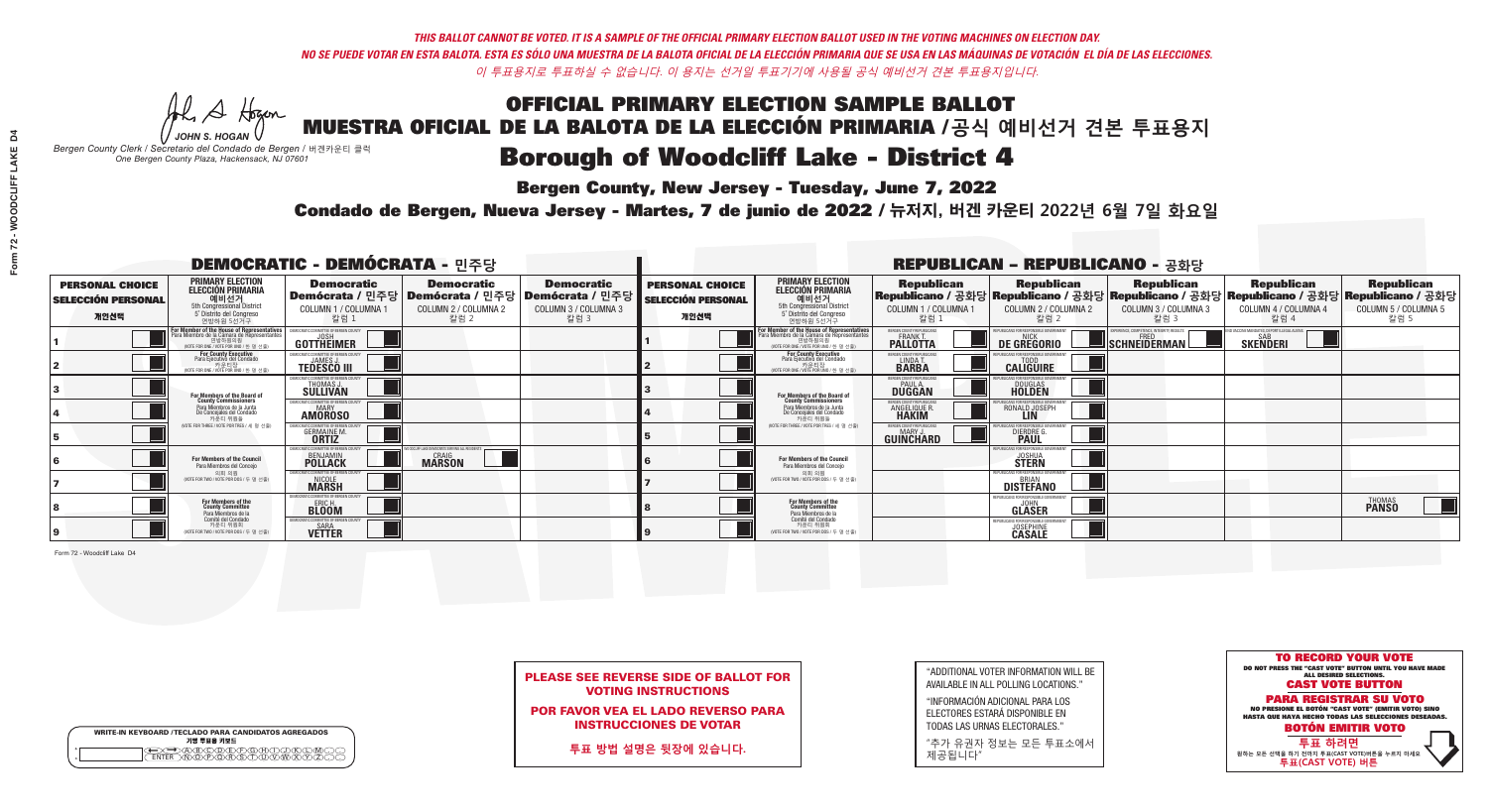*THIS BALLOT CANNOT BE VOTED. IT IS A SAMPLE OF THE OFFICIAL PRIMARY ELECTION BALLOT USED IN THE VOTING MACHINES ON ELECTION DAY.*
*NO SE PUEDE VOTAR EN ESTA BALOTA. ESTA ES SÓLO UNA MUESTRA DE LA BALOTA OFICIAL DE LA ELECCIÓN PRIMARIA QUE SE USA EN LAS MÁQUINAS DE VOTACIÓN EL DÍA DE LAS ELECCIONES.*
*이 투표용지로 투표하실 수 없습니다. 이 용지는 선거일 투표기기에 사용될 공식 예비선거 견본 투표용지입니다.*

JOHN S. HOGAN
*Bergen County Clerk / Secretario del Condado de Bergen / 버겐카운티 클럭*
*One Bergen County Plaza, Hackensack, NJ 07601*

# OFFICIAL PRIMARY ELECTION SAMPLE BALLOT
# MUESTRA OFICIAL DE LA BALOTA DE LA ELECCIÓN PRIMARIA /공식 예비선거 견본 투표용지
# Borough of Woodcliff Lake - District 4

**Bergen County, New Jersey - Tuesday, June 7, 2022**

**Condado de Bergen, Nueva Jersey - Martes, 7 de junio de 2022 / 뉴저지, 버겐 카운티 2022년 6월 7일 화요일**

## DEMOCRATIC - DEMÓCRATA - 민주당

| PERSONAL CHOICE / SELECCIÓN PERSONAL / 개인선택 | PRIMARY ELECTION / ELECCIÓN PRIMARIA / 예비선거 | Democratic / Demócrata / 민주당 COLUMN 1 / COLUMNA 1 / 칼럼 1 | Democratic / Demócrata / 민주당 COLUMN 2 / COLUMNA 2 / 칼럼 2 | Democratic / Demócrata / 민주당 COLUMN 3 / COLUMNA 3 / 칼럼 3 |
|---|---|---|---|---|
| 1 | For Member of the House of Representatives (5th Congressional District) (VOTE FOR ONE) | JOSH GOTTHEIMER | | |
| 2 | For County Executive (VOTE FOR ONE) | JAMES J. TEDESCO III | | |
| 3 | For Members of the Board of County Commissioners (VOTE FOR THREE) | THOMAS J. SULLIVAN | | |
| 4 | | MARY AMOROSO | | |
| 5 | | GERMAINE M. ORTIZ | | |
| 6 | For Members of the Council (VOTE FOR TWO) | BENJAMIN POLLACK | CRAIG MARSON | |
| 7 | | NICOLE MARSH | | |
| 8 | For Members of the County Committee (VOTE FOR TWO) | ERIC H. BLOOM | | |
| 9 | | SARA VETTER | | |

## REPUBLICAN - REPUBLICANO - 공화당

| PERSONAL CHOICE / SELECCIÓN PERSONAL / 개인선택 | PRIMARY ELECTION / ELECCIÓN PRIMARIA / 예비선거 | Republican COLUMN 1 | Republican COLUMN 2 | Republican COLUMN 3 | Republican COLUMN 4 | Republican COLUMN 5 |
|---|---|---|---|---|---|---|
| 1 | For Member of the House of Representatives (5th Congressional District) (VOTE FOR ONE) | FRANK T. PALLOTTA | NICK DE GREGORIO | FRED SCHNEIDERMAN | SAB SKENDERI | |
| 2 | For County Executive (VOTE FOR ONE) | LINDA T. BARBA | TODD CALIGUIRE | | | |
| 3 | For Members of the Board of County Commissioners (VOTE FOR THREE) | PAUL A. DUGGAN | DOUGLAS HOLDEN | | | |
| 4 | | ANGELIQUE R. HAKIM | RONALD JOSEPH LIN | | | |
| 5 | | MARY J. GUINCHARD | DIERDRE G. PAUL | | | |
| 6 | For Members of the Council (VOTE FOR TWO) | | JOSHUA STERN | | | |
| 7 | | | BRIAN DISTEFANO | | | |
| 8 | For Members of the County Committee (VOTE FOR TWO) | | JOHN GLASER | | | THOMAS PANSO |
| 9 | | | JOSEPHINE CASALE | | | |

Form 72 - Woodcliff Lake D4

**PLEASE SEE REVERSE SIDE OF BALLOT FOR VOTING INSTRUCTIONS**

**POR FAVOR VEA EL LADO REVERSO PARA INSTRUCCIONES DE VOTAR**

**투표 방법 설명은 뒷장에 있습니다.**

"ADDITIONAL VOTER INFORMATION WILL BE AVAILABLE IN ALL POLLING LOCATIONS."

"INFORMACIÓN ADICIONAL PARA LOS ELECTORES ESTARÁ DISPONIBLE EN TODAS LAS URNAS ELECTORALES."

"추가 유권자 정보는 모든 투표소에서 제공됩니다"

**TO RECORD YOUR VOTE**
DO NOT PRESS THE "CAST VOTE" BUTTON UNTIL YOU HAVE MADE ALL DESIRED SELECTIONS.
**CAST VOTE BUTTON**
**PARA REGISTRAR SU VOTO**
NO PRESIONE EL BOTÓN "CAST VOTE" (EMITIR VOTO) SINO HASTA QUE HAYA HECHO TODAS LAS SELECCIONES DESEADAS.
**BOTÓN EMITIR VOTO**
**투표 하려면**
원하는 모든 선택을 하기 전까지 투표(CAST VOTE)버튼을 누르지 마세요
**투표(CAST VOTE) 버튼**

WRITE-IN KEYBOARD /TECLADO PARA CANDIDATOS AGREGADOS
기명 투표용 키보드